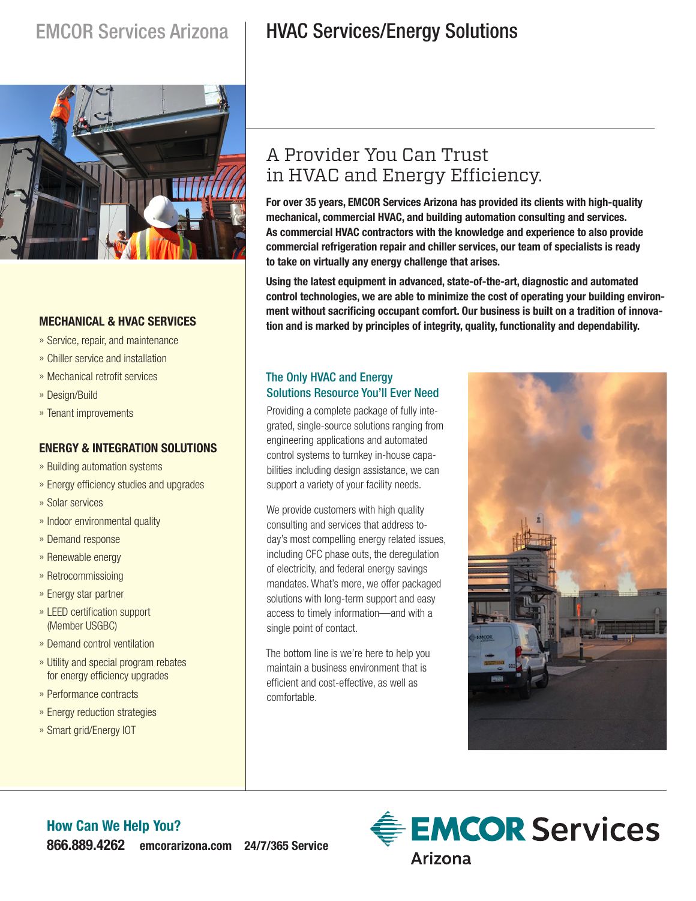# EMCOR Services Arizona

# HVAC Services/Energy Solutions

## A Provider You Can Trust in HVAC and Energy Efficiency.

**For over 35 years, EMCOR Services Arizona has provided its clients with high-quality mechanical, commercial HVAC, and building automation consulting and services. As commercial HVAC contractors with the knowledge and experience to also provide commercial refrigeration repair and chiller services, our team of specialists is ready to take on virtually any energy challenge that arises.**

**Using the latest equipment in advanced, state-of-the-art, diagnostic and automated control technologies, we are able to minimize the cost of operating your building environment without sacrificing occupant comfort. Our business is built on a tradition of innovation and is marked by principles of integrity, quality, functionality and dependability.**

### MECHANICAL & HVAC SERVICES

- Service, repair, and maintenance
- Chiller service and installation
- Mechanical retrofit services
- Design/Build
- Tenant improvements

### ENERGY & INTEGRATION SOLUTIONS

- Building automation systems
- Energy efficiency studies and upgrades
- Solar services
- Indoor environmental quality
- Demand response
- Renewable energy
- Retrocommissioing
- Energy star partner
- LEED certification support (Member USGBC)
- Demand control ventilation
- Utility and special program rebates for energy efficiency upgrades
- Performance contracts
- Energy reduction strategies
- Smart grid/Energy IOT

### The Only HVAC and Energy Solutions Resource You'll Ever Need

Providing a complete package of fully integrated, single-source solutions ranging from engineering applications and automated control systems to turnkey in-house capabilities including design assistance, we can support a variety of your facility needs.

We provide customers with high quality consulting and services that address today's most compelling energy related issues, including CFC phase outs, the deregulation of electricity, and federal energy savings mandates. What's more, we offer packaged solutions with long-term support and easy access to timely information—and with a single point of contact.

The bottom line is we're here to help you maintain a business environment that is efficient and cost-effective, as well as comfortable.

### How Can We Help You?

**866.889.4262** **emcorarizona.com** **24/7/365 Service**

EMCOR Services Arizona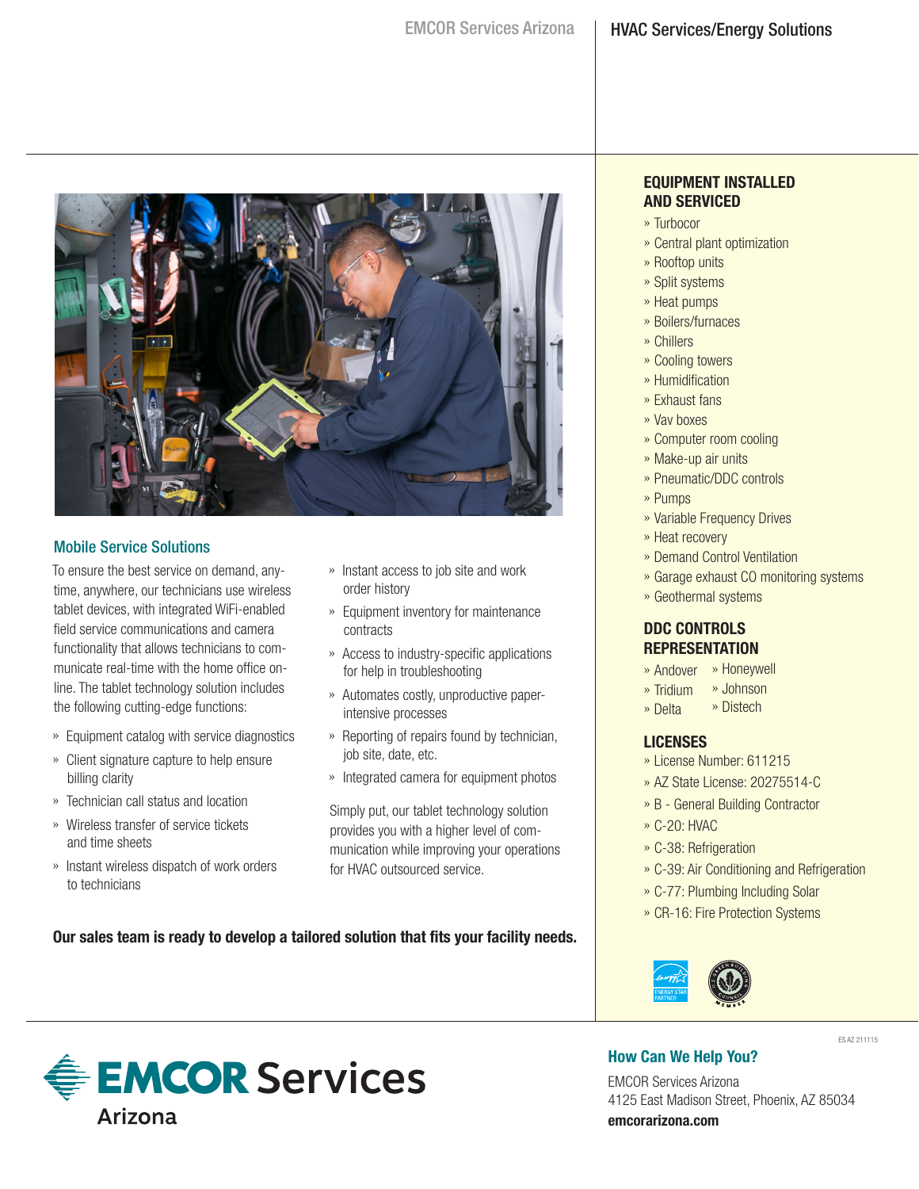## Mobile Service Solutions

To ensure the best service on demand, anytime, anywhere, our technicians use wireless tablet devices, with integrated WiFi-enabled field service communications and camera functionality that allows technicians to communicate real-time with the home office online. The tablet technology solution includes the following cutting-edge functions:

- Equipment catalog with service diagnostics
- Client signature capture to help ensure billing clarity
- Technician call status and location
- Wireless transfer of service tickets and time sheets
- Instant wireless dispatch of work orders to technicians
- Instant access to job site and work order history
- Equipment inventory for maintenance contracts
- Access to industry-specific applications for help in troubleshooting
- Automates costly, unproductive paper-intensive processes
- Reporting of repairs found by technician, job site, date, etc.
- Integrated camera for equipment photos

Simply put, our tablet technology solution provides you with a higher level of communication while improving your operations for HVAC outsourced service.

**Our sales team is ready to develop a tailored solution that fits your facility needs.**

## EQUIPMENT INSTALLED AND SERVICED

- Turbocor
- Central plant optimization
- Rooftop units
- Split systems
- Heat pumps
- Boilers/furnaces
- Chillers
- Cooling towers
- Humidification
- Exhaust fans
- Vav boxes
- Computer room cooling
- Make-up air units
- Pneumatic/DDC controls
- Pumps
- Variable Frequency Drives
- Heat recovery
- Demand Control Ventilation
- Garage exhaust CO monitoring systems
- Geothermal systems

## DDC CONTROLS REPRESENTATION

- Andover
- Tridium
- Delta
- Honeywell
- Johnson
- Distech

## LICENSES

- License Number: 611215
- AZ State License: 20275514-C
- B - General Building Contractor
- C-20: HVAC
- C-38: Refrigeration
- C-39: Air Conditioning and Refrigeration
- C-77: Plumbing Including Solar
- CR-16: Fire Protection Systems

ES AZ 211115

## How Can We Help You?

EMCOR Services Arizona
4125 East Madison Street, Phoenix, AZ 85034
**emcorarizona.com**

EMCOR Services Arizona